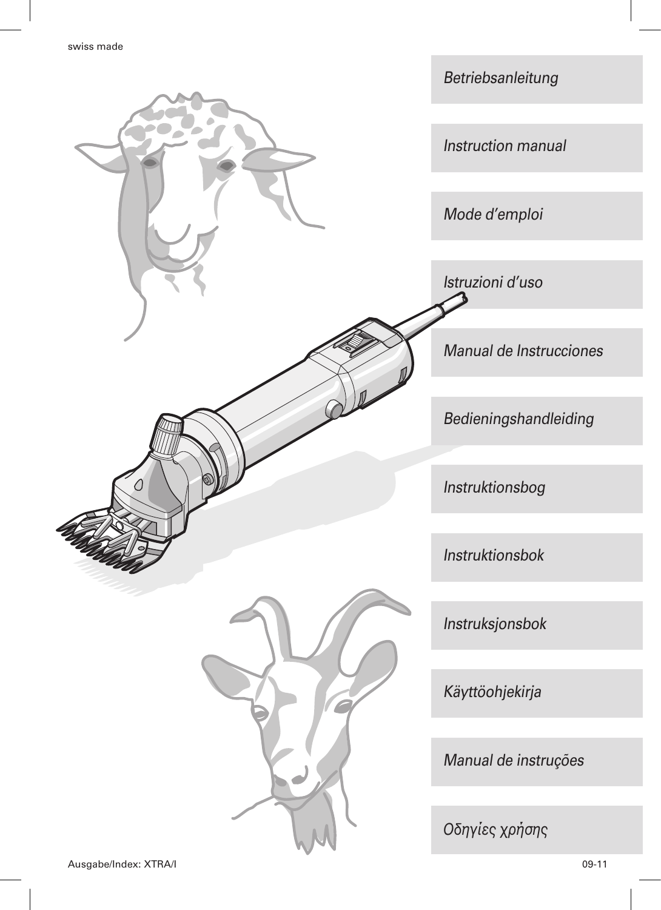swiss made

*Betriebsanleitung*

*Instruction manual*

*Mode d'emploi*

*Istruzioni d'uso*

*Manual de Instrucciones*

*Bedieningshandleiding*

*Instruktionsbog*

*Instruktionsbok*

*Instruksjonsbok*

*Käyttöohjekirja*

*Manual de instruções*

*Οδηγίες χρήσης*

Ausgabe/Index: XTRA/I

09-11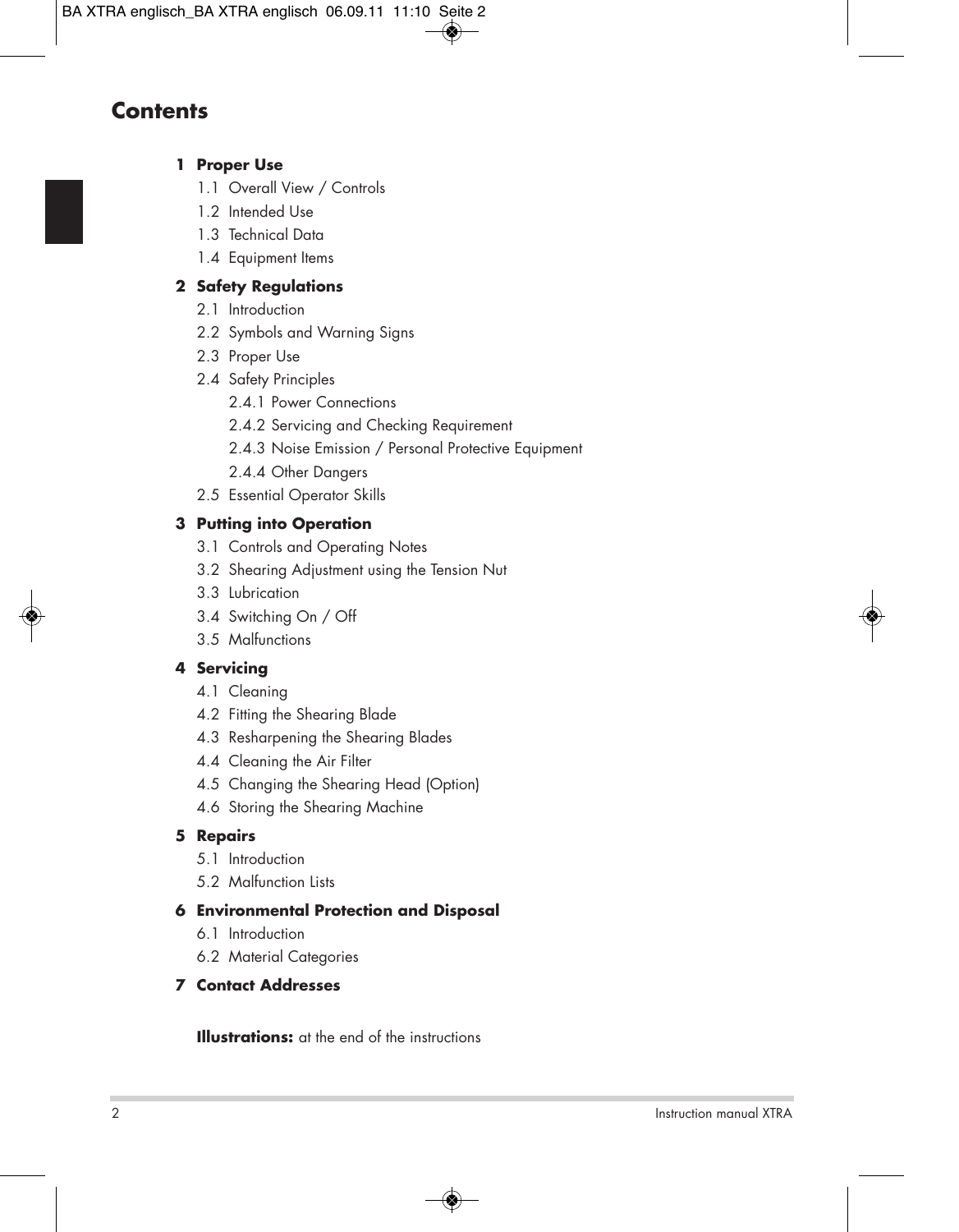# Contents

**1 Proper Use**

- 1.1 Overall View / Controls
- 1.2 Intended Use
- 1.3 Technical Data
- 1.4 Equipment Items

**2 Safety Regulations**

- 2.1 Introduction
- 2.2 Symbols and Warning Signs
- 2.3 Proper Use
- 2.4 Safety Principles
  - 2.4.1 Power Connections
  - 2.4.2 Servicing and Checking Requirement
  - 2.4.3 Noise Emission / Personal Protective Equipment
  - 2.4.4 Other Dangers
- 2.5 Essential Operator Skills

**3 Putting into Operation**

- 3.1 Controls and Operating Notes
- 3.2 Shearing Adjustment using the Tension Nut
- 3.3 Lubrication
- 3.4 Switching On / Off
- 3.5 Malfunctions

**4 Servicing**

- 4.1 Cleaning
- 4.2 Fitting the Shearing Blade
- 4.3 Resharpening the Shearing Blades
- 4.4 Cleaning the Air Filter
- 4.5 Changing the Shearing Head (Option)
- 4.6 Storing the Shearing Machine

**5 Repairs**

- 5.1 Introduction
- 5.2 Malfunction Lists

**6 Environmental Protection and Disposal**

- 6.1 Introduction
- 6.2 Material Categories

**7 Contact Addresses**

**Illustrations:** at the end of the instructions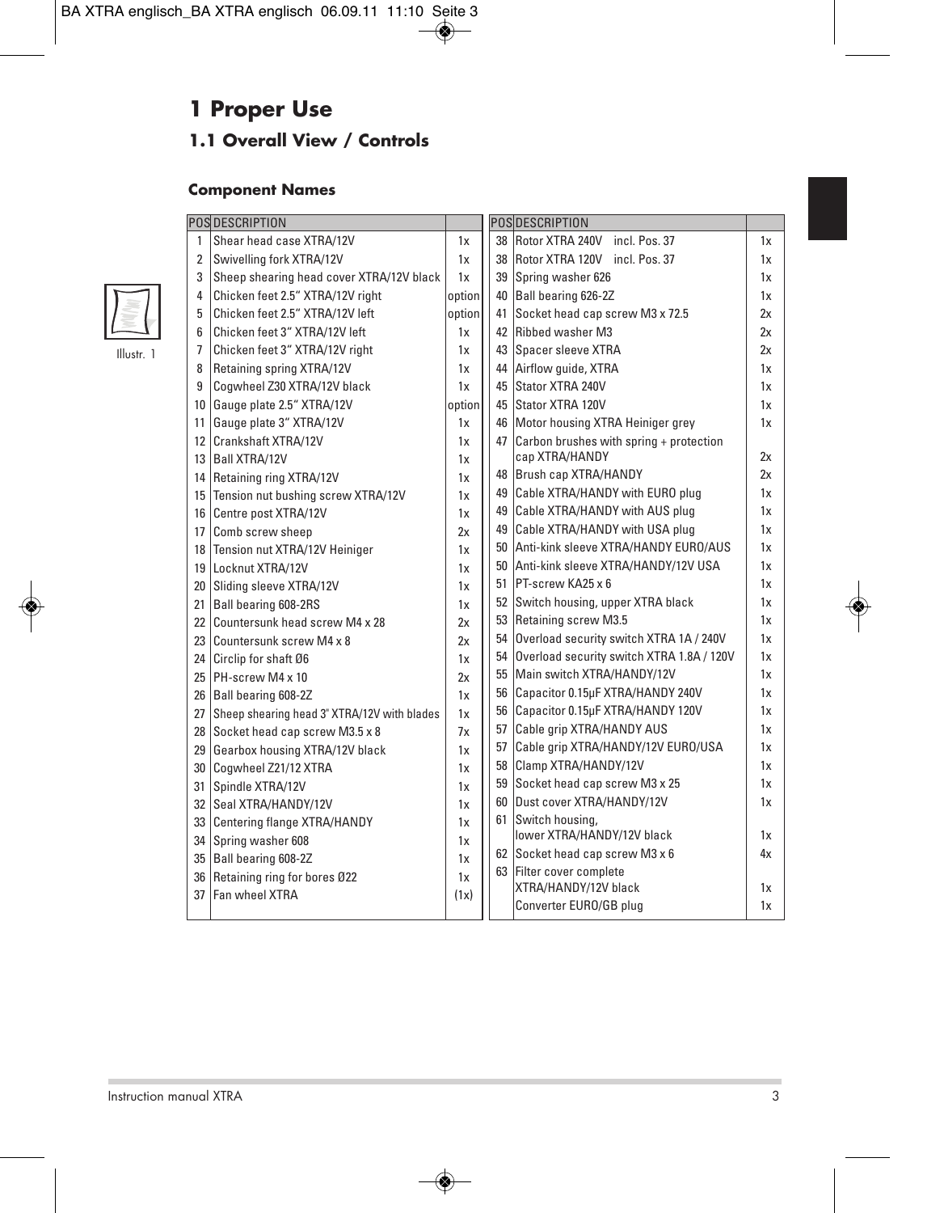# 1 Proper Use

## 1.1 Overall View / Controls

### Component Names

Illustr. 1

| POS | DESCRIPTION | |
|---|---|---|
| 1 | Shear head case XTRA/12V | 1x |
| 2 | Swivelling fork XTRA/12V | 1x |
| 3 | Sheep shearing head cover XTRA/12V black | 1x |
| 4 | Chicken feet 2.5" XTRA/12V right | option |
| 5 | Chicken feet 2.5" XTRA/12V left | option |
| 6 | Chicken feet 3" XTRA/12V left | 1x |
| 7 | Chicken feet 3" XTRA/12V right | 1x |
| 8 | Retaining spring XTRA/12V | 1x |
| 9 | Cogwheel Z30 XTRA/12V black | 1x |
| 10 | Gauge plate 2.5" XTRA/12V | option |
| 11 | Gauge plate 3" XTRA/12V | 1x |
| 12 | Crankshaft XTRA/12V | 1x |
| 13 | Ball XTRA/12V | 1x |
| 14 | Retaining ring XTRA/12V | 1x |
| 15 | Tension nut bushing screw XTRA/12V | 1x |
| 16 | Centre post XTRA/12V | 1x |
| 17 | Comb screw sheep | 2x |
| 18 | Tension nut XTRA/12V Heiniger | 1x |
| 19 | Locknut XTRA/12V | 1x |
| 20 | Sliding sleeve XTRA/12V | 1x |
| 21 | Ball bearing 608-2RS | 1x |
| 22 | Countersunk head screw M4 x 28 | 2x |
| 23 | Countersunk screw M4 x 8 | 2x |
| 24 | Circlip for shaft Ø6 | 1x |
| 25 | PH-screw M4 x 10 | 2x |
| 26 | Ball bearing 608-2Z | 1x |
| 27 | Sheep shearing head 3" XTRA/12V with blades | 1x |
| 28 | Socket head cap screw M3.5 x 8 | 7x |
| 29 | Gearbox housing XTRA/12V black | 1x |
| 30 | Cogwheel Z21/12 XTRA | 1x |
| 31 | Spindle XTRA/12V | 1x |
| 32 | Seal XTRA/HANDY/12V | 1x |
| 33 | Centering flange XTRA/HANDY | 1x |
| 34 | Spring washer 608 | 1x |
| 35 | Ball bearing 608-2Z | 1x |
| 36 | Retaining ring for bores Ø22 | 1x |
| 37 | Fan wheel XTRA | (1x) |
| 38 | Rotor XTRA 240V incl. Pos. 37 | 1x |
| 38 | Rotor XTRA 120V incl. Pos. 37 | 1x |
| 39 | Spring washer 626 | 1x |
| 40 | Ball bearing 626-2Z | 1x |
| 41 | Socket head cap screw M3 x 72.5 | 2x |
| 42 | Ribbed washer M3 | 2x |
| 43 | Spacer sleeve XTRA | 2x |
| 44 | Airflow guide, XTRA | 1x |
| 45 | Stator XTRA 240V | 1x |
| 45 | Stator XTRA 120V | 1x |
| 46 | Motor housing XTRA Heiniger grey | 1x |
| 47 | Carbon brushes with spring + protection cap XTRA/HANDY | 2x |
| 48 | Brush cap XTRA/HANDY | 2x |
| 49 | Cable XTRA/HANDY with EURO plug | 1x |
| 49 | Cable XTRA/HANDY with AUS plug | 1x |
| 49 | Cable XTRA/HANDY with USA plug | 1x |
| 50 | Anti-kink sleeve XTRA/HANDY EURO/AUS | 1x |
| 50 | Anti-kink sleeve XTRA/HANDY/12V USA | 1x |
| 51 | PT-screw KA25 x 6 | 1x |
| 52 | Switch housing, upper XTRA black | 1x |
| 53 | Retaining screw M3.5 | 1x |
| 54 | Overload security switch XTRA 1A / 240V | 1x |
| 54 | Overload security switch XTRA 1.8A / 120V | 1x |
| 55 | Main switch XTRA/HANDY/12V | 1x |
| 56 | Capacitor 0.15µF XTRA/HANDY 240V | 1x |
| 56 | Capacitor 0.15µF XTRA/HANDY 120V | 1x |
| 57 | Cable grip XTRA/HANDY AUS | 1x |
| 57 | Cable grip XTRA/HANDY/12V EURO/USA | 1x |
| 58 | Clamp XTRA/HANDY/12V | 1x |
| 59 | Socket head cap screw M3 x 25 | 1x |
| 60 | Dust cover XTRA/HANDY/12V | 1x |
| 61 | Switch housing, lower XTRA/HANDY/12V black | 1x |
| 62 | Socket head cap screw M3 x 6 | 4x |
| 63 | Filter cover complete XTRA/HANDY/12V black | 1x |
| | Converter EURO/GB plug | 1x |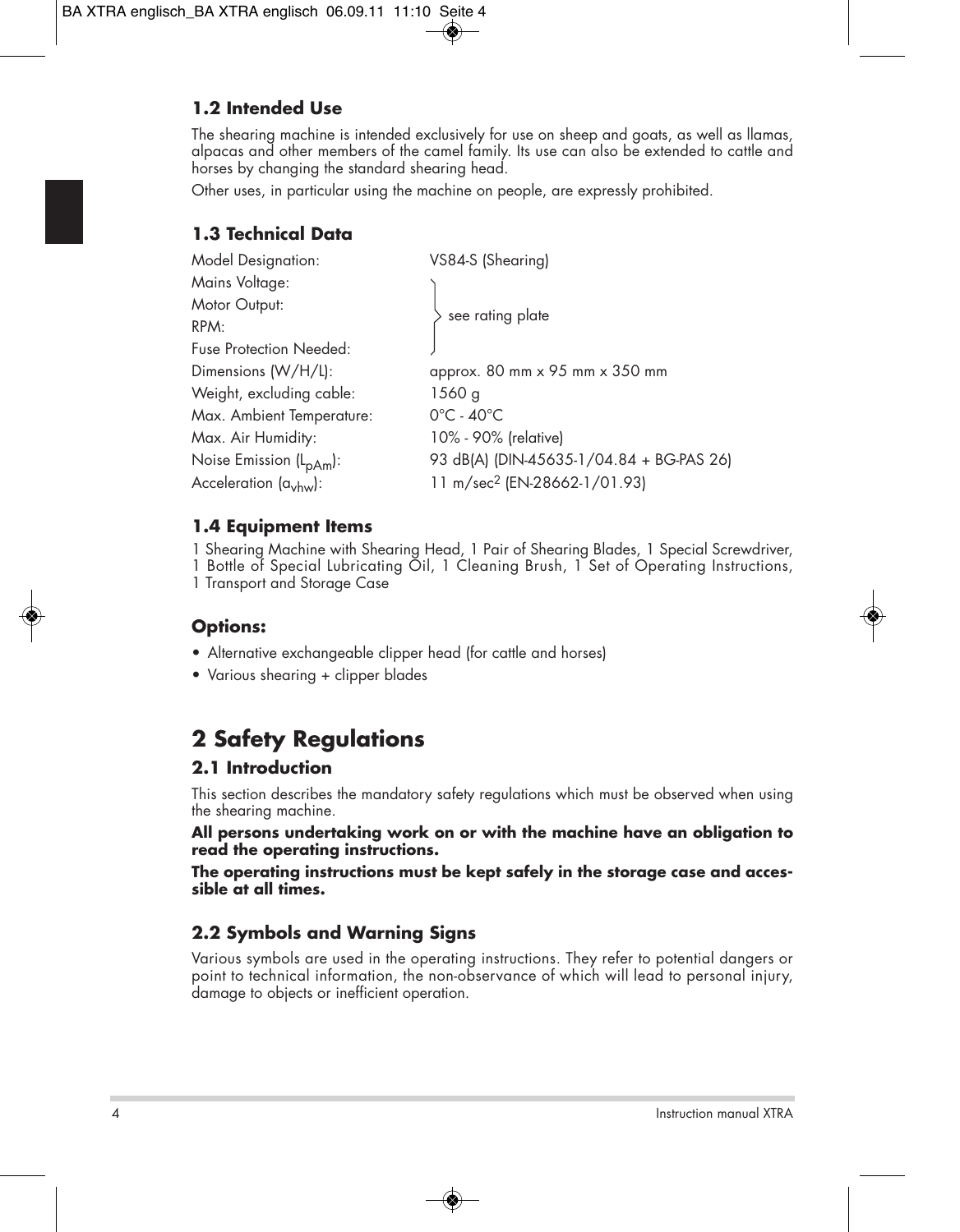### 1.2 Intended Use

The shearing machine is intended exclusively for use on sheep and goats, as well as llamas, alpacas and other members of the camel family. Its use can also be extended to cattle and horses by changing the standard shearing head.

Other uses, in particular using the machine on people, are expressly prohibited.

### 1.3 Technical Data

| | |
|---|---|
| Model Designation: | VS84-S (Shearing) |
| Mains Voltage: | see rating plate |
| Motor Output: | see rating plate |
| RPM: | see rating plate |
| Fuse Protection Needed: | see rating plate |
| Dimensions (W/H/L): | approx. 80 mm x 95 mm x 350 mm |
| Weight, excluding cable: | 1560 g |
| Max. Ambient Temperature: | 0°C - 40°C |
| Max. Air Humidity: | 10% - 90% (relative) |
| Noise Emission ($L_{pAm}$): | 93 dB(A) (DIN-45635-1/04.84 + BG-PAS 26) |
| Acceleration ($a_{vhw}$): | 11 m/sec$^2$ (EN-28662-1/01.93) |

### 1.4 Equipment Items

1 Shearing Machine with Shearing Head, 1 Pair of Shearing Blades, 1 Special Screwdriver, 1 Bottle of Special Lubricating Oil, 1 Cleaning Brush, 1 Set of Operating Instructions, 1 Transport and Storage Case

### Options:

- Alternative exchangeable clipper head (for cattle and horses)
- Various shearing + clipper blades

## 2 Safety Regulations

### 2.1 Introduction

This section describes the mandatory safety regulations which must be observed when using the shearing machine.

**All persons undertaking work on or with the machine have an obligation to read the operating instructions.**

**The operating instructions must be kept safely in the storage case and accessible at all times.**

### 2.2 Symbols and Warning Signs

Various symbols are used in the operating instructions. They refer to potential dangers or point to technical information, the non-observance of which will lead to personal injury, damage to objects or inefficient operation.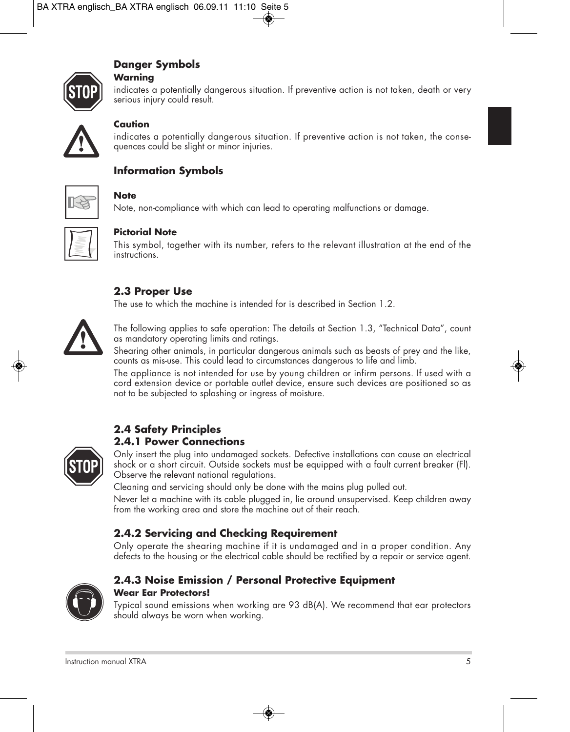### Danger Symbols

**Warning**

indicates a potentially dangerous situation. If preventive action is not taken, death or very serious injury could result.

**Caution**

indicates a potentially dangerous situation. If preventive action is not taken, the consequences could be slight or minor injuries.

### Information Symbols

**Note**

Note, non-compliance with which can lead to operating malfunctions or damage.

**Pictorial Note**

This symbol, together with its number, refers to the relevant illustration at the end of the instructions.

## 2.3 Proper Use

The use to which the machine is intended for is described in Section 1.2.

The following applies to safe operation: The details at Section 1.3, "Technical Data", count as mandatory operating limits and ratings.

Shearing other animals, in particular dangerous animals such as beasts of prey and the like, counts as mis-use. This could lead to circumstances dangerous to life and limb.

The appliance is not intended for use by young children or infirm persons. If used with a cord extension device or portable outlet device, ensure such devices are positioned so as not to be subjected to splashing or ingress of moisture.

## 2.4 Safety Principles

### 2.4.1 Power Connections

Only insert the plug into undamaged sockets. Defective installations can cause an electrical shock or a short circuit. Outside sockets must be equipped with a fault current breaker (FI). Observe the relevant national regulations.

Cleaning and servicing should only be done with the mains plug pulled out.

Never let a machine with its cable plugged in, lie around unsupervised. Keep children away from the working area and store the machine out of their reach.

### 2.4.2 Servicing and Checking Requirement

Only operate the shearing machine if it is undamaged and in a proper condition. Any defects to the housing or the electrical cable should be rectified by a repair or service agent.

### 2.4.3 Noise Emission / Personal Protective Equipment

**Wear Ear Protectors!**

Typical sound emissions when working are 93 dB(A). We recommend that ear protectors should always be worn when working.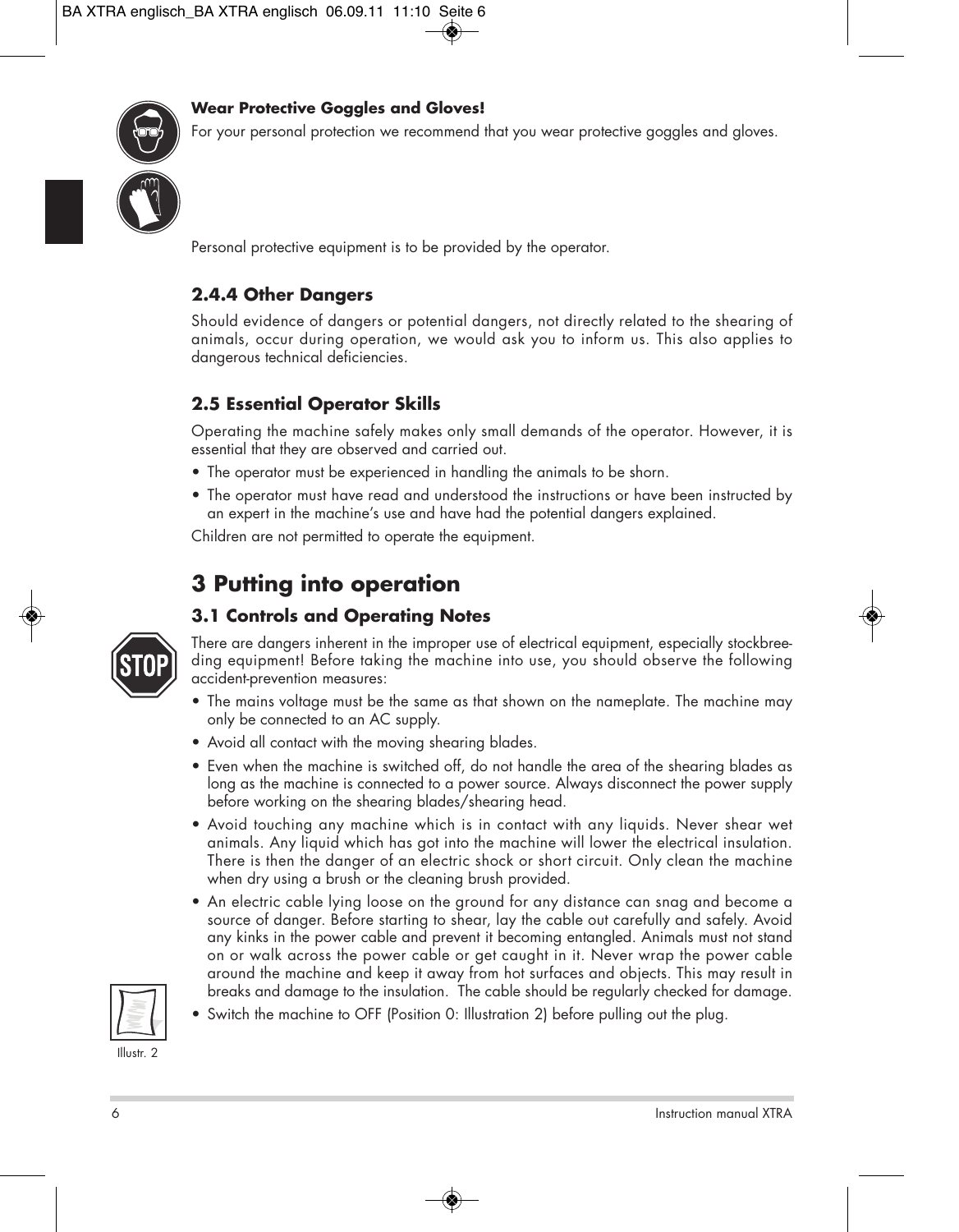**Wear Protective Goggles and Gloves!**

For your personal protection we recommend that you wear protective goggles and gloves.

Personal protective equipment is to be provided by the operator.

### 2.4.4 Other Dangers

Should evidence of dangers or potential dangers, not directly related to the shearing of animals, occur during operation, we would ask you to inform us. This also applies to dangerous technical deficiencies.

### 2.5 Essential Operator Skills

Operating the machine safely makes only small demands of the operator. However, it is essential that they are observed and carried out.

- The operator must be experienced in handling the animals to be shorn.
- The operator must have read and understood the instructions or have been instructed by an expert in the machine's use and have had the potential dangers explained.

Children are not permitted to operate the equipment.

# 3 Putting into operation

## 3.1 Controls and Operating Notes

There are dangers inherent in the improper use of electrical equipment, especially stockbreeding equipment! Before taking the machine into use, you should observe the following accident-prevention measures:

- The mains voltage must be the same as that shown on the nameplate. The machine may only be connected to an AC supply.
- Avoid all contact with the moving shearing blades.
- Even when the machine is switched off, do not handle the area of the shearing blades as long as the machine is connected to a power source. Always disconnect the power supply before working on the shearing blades/shearing head.
- Avoid touching any machine which is in contact with any liquids. Never shear wet animals. Any liquid which has got into the machine will lower the electrical insulation. There is then the danger of an electric shock or short circuit. Only clean the machine when dry using a brush or the cleaning brush provided.
- An electric cable lying loose on the ground for any distance can snag and become a source of danger. Before starting to shear, lay the cable out carefully and safely. Avoid any kinks in the power cable and prevent it becoming entangled. Animals must not stand on or walk across the power cable or get caught in it. Never wrap the power cable around the machine and keep it away from hot surfaces and objects. This may result in breaks and damage to the insulation. The cable should be regularly checked for damage.
- Switch the machine to OFF (Position 0: Illustration 2) before pulling out the plug.

Illustr. 2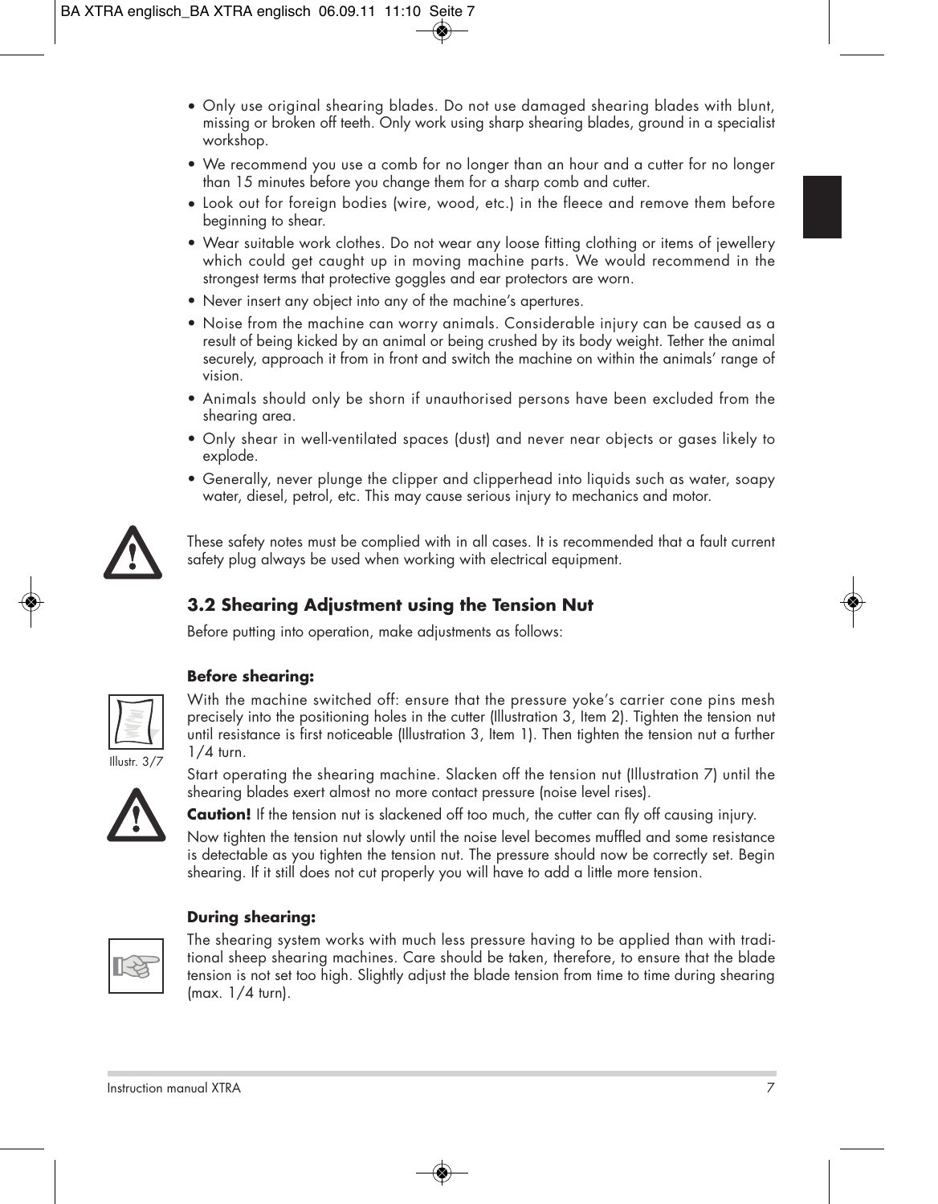- Only use original shearing blades. Do not use damaged shearing blades with blunt, missing or broken off teeth. Only work using sharp shearing blades, ground in a specialist workshop.
- We recommend you use a comb for no longer than an hour and a cutter for no longer than 15 minutes before you change them for a sharp comb and cutter.
- Look out for foreign bodies (wire, wood, etc.) in the fleece and remove them before beginning to shear.
- Wear suitable work clothes. Do not wear any loose fitting clothing or items of jewellery which could get caught up in moving machine parts. We would recommend in the strongest terms that protective goggles and ear protectors are worn.
- Never insert any object into any of the machine's apertures.
- Noise from the machine can worry animals. Considerable injury can be caused as a result of being kicked by an animal or being crushed by its body weight. Tether the animal securely, approach it from in front and switch the machine on within the animals' range of vision.
- Animals should only be shorn if unauthorised persons have been excluded from the shearing area.
- Only shear in well-ventilated spaces (dust) and never near objects or gases likely to explode.
- Generally, never plunge the clipper and clipperhead into liquids such as water, soapy water, diesel, petrol, etc. This may cause serious injury to mechanics and motor.

These safety notes must be complied with in all cases. It is recommended that a fault current safety plug always be used when working with electrical equipment.

## 3.2 Shearing Adjustment using the Tension Nut

Before putting into operation, make adjustments as follows:

**Before shearing:**

Illustr. 3/7

With the machine switched off: ensure that the pressure yoke's carrier cone pins mesh precisely into the positioning holes in the cutter (Illustration 3, Item 2). Tighten the tension nut until resistance is first noticeable (Illustration 3, Item 1). Then tighten the tension nut a further 1/4 turn.

Start operating the shearing machine. Slacken off the tension nut (Illustration 7) until the shearing blades exert almost no more contact pressure (noise level rises).

**Caution!** If the tension nut is slackened off too much, the cutter can fly off causing injury.

Now tighten the tension nut slowly until the noise level becomes muffled and some resistance is detectable as you tighten the tension nut. The pressure should now be correctly set. Begin shearing. If it still does not cut properly you will have to add a little more tension.

**During shearing:**

The shearing system works with much less pressure having to be applied than with traditional sheep shearing machines. Care should be taken, therefore, to ensure that the blade tension is not set too high. Slightly adjust the blade tension from time to time during shearing (max. 1/4 turn).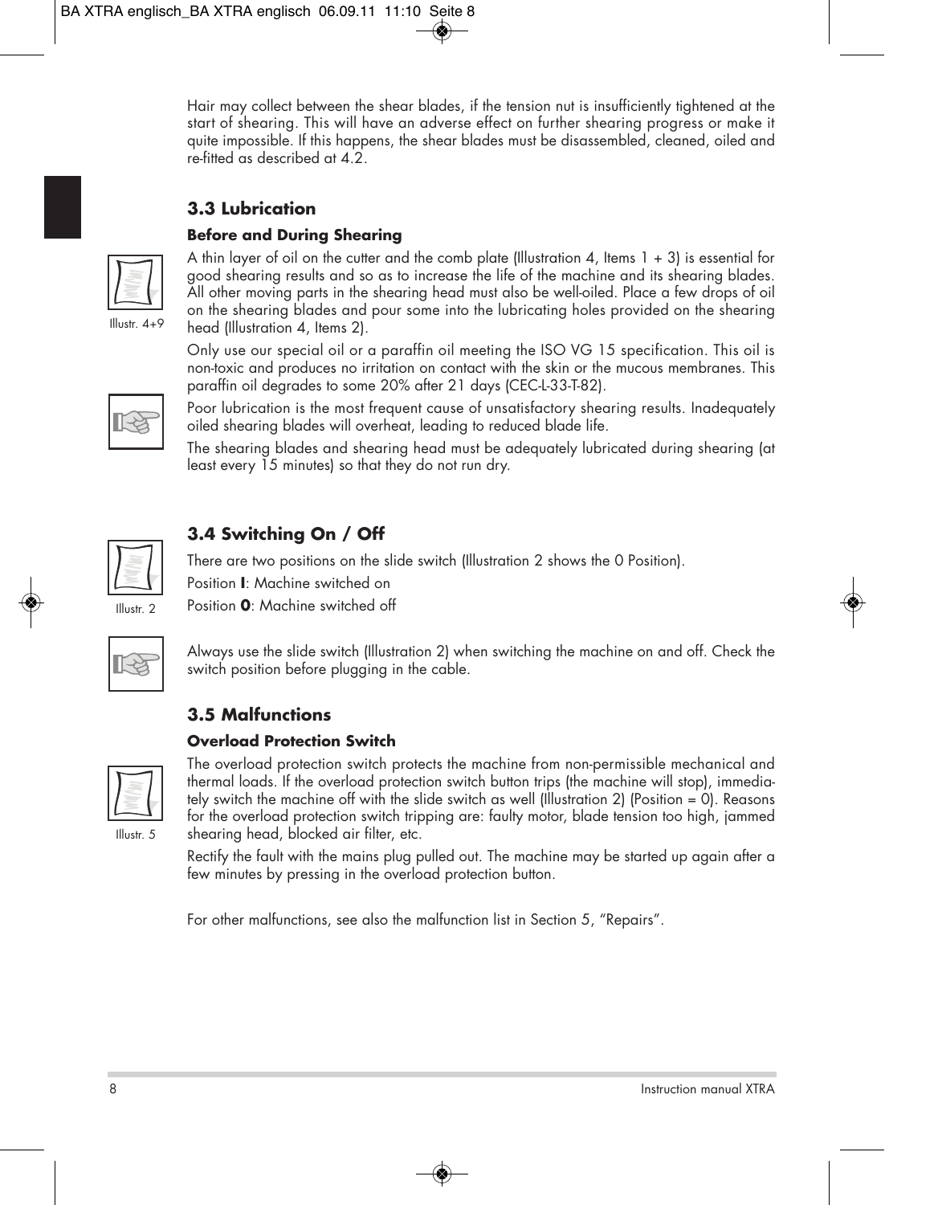Hair may collect between the shear blades, if the tension nut is insufficiently tightened at the start of shearing. This will have an adverse effect on further shearing progress or make it quite impossible. If this happens, the shear blades must be disassembled, cleaned, oiled and re-fitted as described at 4.2.

## 3.3 Lubrication

### Before and During Shearing

Illustr. 4+9

A thin layer of oil on the cutter and the comb plate (Illustration 4, Items 1 + 3) is essential for good shearing results and so as to increase the life of the machine and its shearing blades. All other moving parts in the shearing head must also be well-oiled. Place a few drops of oil on the shearing blades and pour some into the lubricating holes provided on the shearing head (Illustration 4, Items 2).

Only use our special oil or a paraffin oil meeting the ISO VG 15 specification. This oil is non-toxic and produces no irritation on contact with the skin or the mucous membranes. This paraffin oil degrades to some 20% after 21 days (CEC-L-33-T-82).

Poor lubrication is the most frequent cause of unsatisfactory shearing results. Inadequately oiled shearing blades will overheat, leading to reduced blade life.

The shearing blades and shearing head must be adequately lubricated during shearing (at least every 15 minutes) so that they do not run dry.

## 3.4 Switching On / Off

Illustr. 2

There are two positions on the slide switch (Illustration 2 shows the 0 Position).

Position **I**: Machine switched on

Position **0**: Machine switched off

Always use the slide switch (Illustration 2) when switching the machine on and off. Check the switch position before plugging in the cable.

## 3.5 Malfunctions

### Overload Protection Switch

Illustr. 5

The overload protection switch protects the machine from non-permissible mechanical and thermal loads. If the overload protection switch button trips (the machine will stop), immediately switch the machine off with the slide switch as well (Illustration 2) (Position = 0). Reasons for the overload protection switch tripping are: faulty motor, blade tension too high, jammed shearing head, blocked air filter, etc.

Rectify the fault with the mains plug pulled out. The machine may be started up again after a few minutes by pressing in the overload protection button.

For other malfunctions, see also the malfunction list in Section 5, “Repairs”.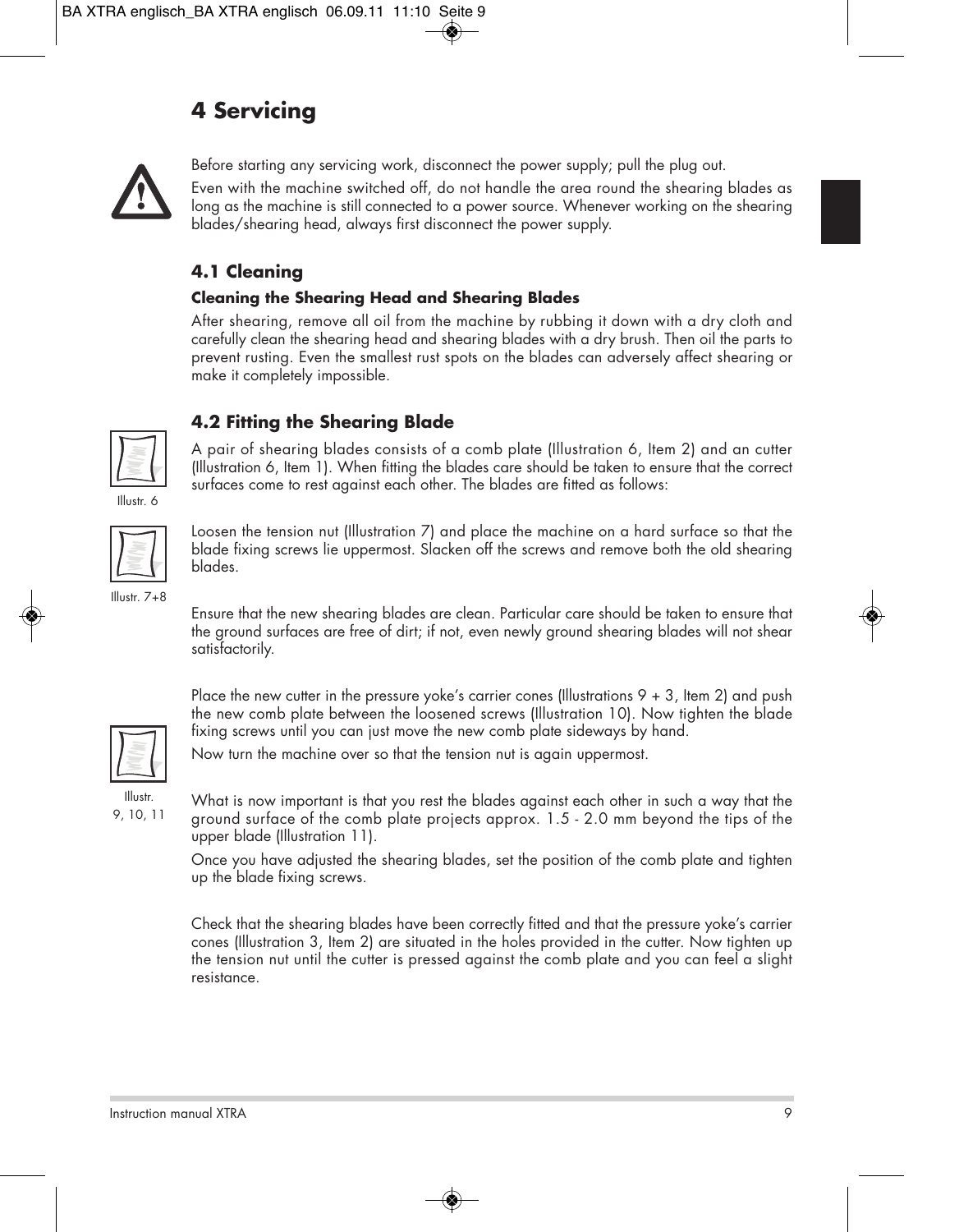# 4 Servicing

Before starting any servicing work, disconnect the power supply; pull the plug out.

Even with the machine switched off, do not handle the area round the shearing blades as long as the machine is still connected to a power source. Whenever working on the shearing blades/shearing head, always first disconnect the power supply.

## 4.1 Cleaning

### Cleaning the Shearing Head and Shearing Blades

After shearing, remove all oil from the machine by rubbing it down with a dry cloth and carefully clean the shearing head and shearing blades with a dry brush. Then oil the parts to prevent rusting. Even the smallest rust spots on the blades can adversely affect shearing or make it completely impossible.

## 4.2 Fitting the Shearing Blade

Illustr. 6

A pair of shearing blades consists of a comb plate (Illustration 6, Item 2) and an cutter (Illustration 6, Item 1). When fitting the blades care should be taken to ensure that the correct surfaces come to rest against each other. The blades are fitted as follows:

Illustr. 7+8

Loosen the tension nut (Illustration 7) and place the machine on a hard surface so that the blade fixing screws lie uppermost. Slacken off the screws and remove both the old shearing blades.

Ensure that the new shearing blades are clean. Particular care should be taken to ensure that the ground surfaces are free of dirt; if not, even newly ground shearing blades will not shear satisfactorily.

Illustr. 9, 10, 11

Place the new cutter in the pressure yoke's carrier cones (Illustrations 9 + 3, Item 2) and push the new comb plate between the loosened screws (Illustration 10). Now tighten the blade fixing screws until you can just move the new comb plate sideways by hand.

Now turn the machine over so that the tension nut is again uppermost.

What is now important is that you rest the blades against each other in such a way that the ground surface of the comb plate projects approx. 1.5 - 2.0 mm beyond the tips of the upper blade (Illustration 11).

Once you have adjusted the shearing blades, set the position of the comb plate and tighten up the blade fixing screws.

Check that the shearing blades have been correctly fitted and that the pressure yoke's carrier cones (Illustration 3, Item 2) are situated in the holes provided in the cutter. Now tighten up the tension nut until the cutter is pressed against the comb plate and you can feel a slight resistance.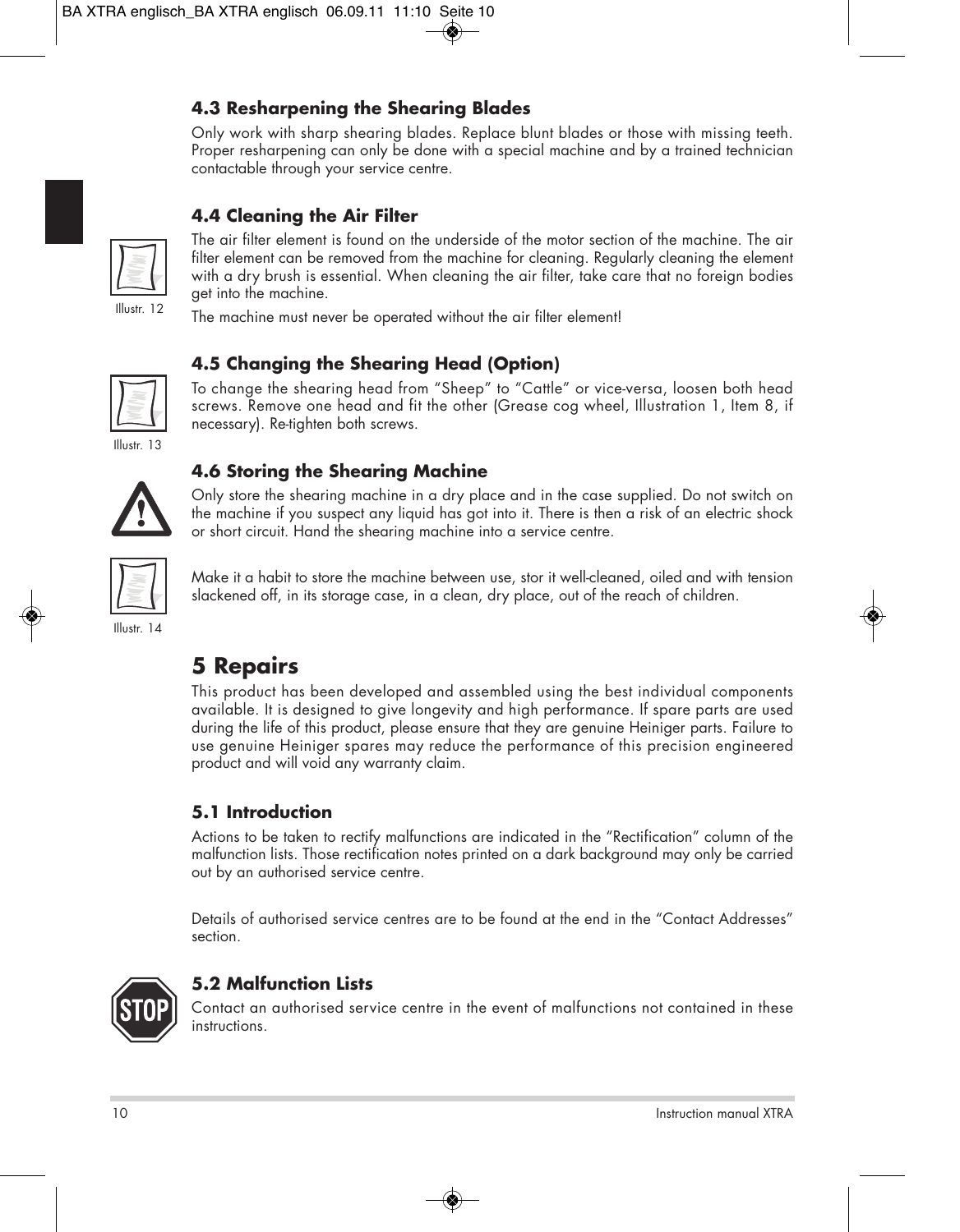### 4.3 Resharpening the Shearing Blades

Only work with sharp shearing blades. Replace blunt blades or those with missing teeth. Proper resharpening can only be done with a special machine and by a trained technician contactable through your service centre.

### 4.4 Cleaning the Air Filter

Illustr. 12

The air filter element is found on the underside of the motor section of the machine. The air filter element can be removed from the machine for cleaning. Regularly cleaning the element with a dry brush is essential. When cleaning the air filter, take care that no foreign bodies get into the machine.

The machine must never be operated without the air filter element!

### 4.5 Changing the Shearing Head (Option)

Illustr. 13

To change the shearing head from "Sheep" to "Cattle" or vice-versa, loosen both head screws. Remove one head and fit the other (Grease cog wheel, Illustration 1, Item 8, if necessary). Re-tighten both screws.

### 4.6 Storing the Shearing Machine

Only store the shearing machine in a dry place and in the case supplied. Do not switch on the machine if you suspect any liquid has got into it. There is then a risk of an electric shock or short circuit. Hand the shearing machine into a service centre.

Illustr. 14

Make it a habit to store the machine between use, stor it well-cleaned, oiled and with tension slackened off, in its storage case, in a clean, dry place, out of the reach of children.

## 5 Repairs

This product has been developed and assembled using the best individual components available. It is designed to give longevity and high performance. If spare parts are used during the life of this product, please ensure that they are genuine Heiniger parts. Failure to use genuine Heiniger spares may reduce the performance of this precision engineered product and will void any warranty claim.

### 5.1 Introduction

Actions to be taken to rectify malfunctions are indicated in the "Rectification" column of the malfunction lists. Those rectification notes printed on a dark background may only be carried out by an authorised service centre.

Details of authorised service centres are to be found at the end in the "Contact Addresses" section.

### 5.2 Malfunction Lists

Contact an authorised service centre in the event of malfunctions not contained in these instructions.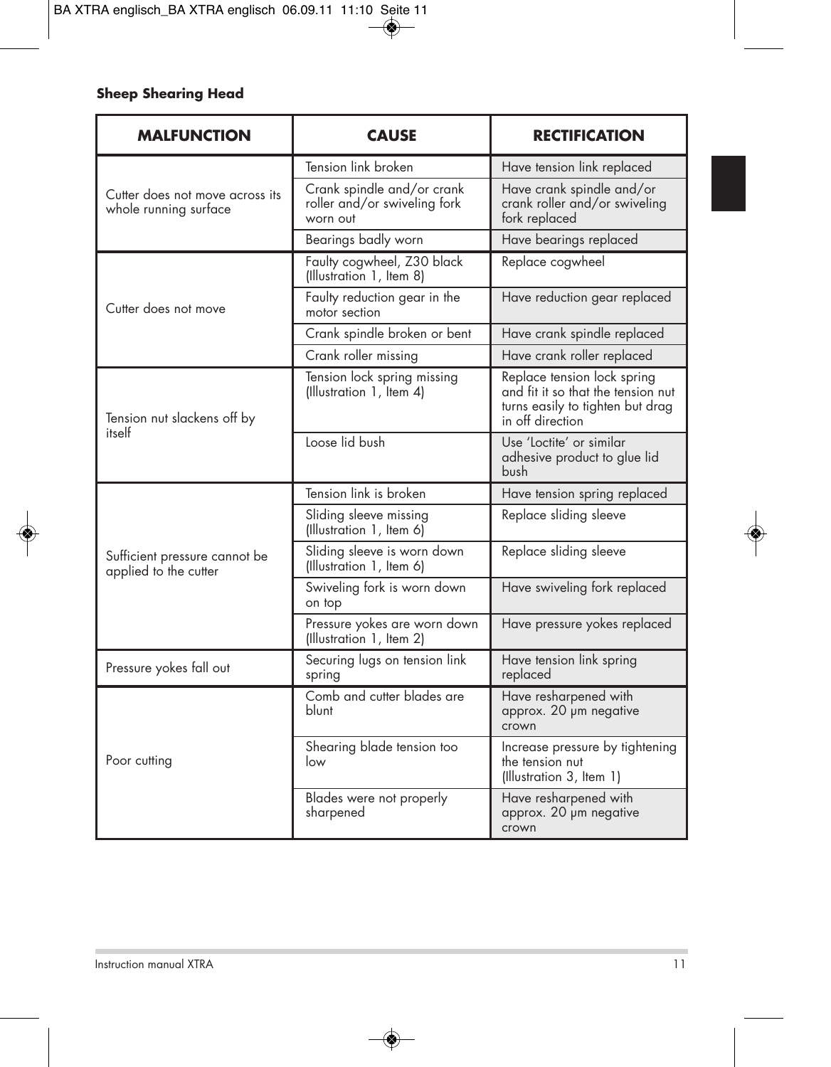**Sheep Shearing Head**

| MALFUNCTION | CAUSE | RECTIFICATION |
|---|---|---|
| Cutter does not move across its whole running surface | Tension link broken | Have tension link replaced |
| | Crank spindle and/or crank roller and/or swiveling fork worn out | Have crank spindle and/or crank roller and/or swiveling fork replaced |
| | Bearings badly worn | Have bearings replaced |
| Cutter does not move | Faulty cogwheel, Z30 black (Illustration 1, Item 8) | Replace cogwheel |
| | Faulty reduction gear in the motor section | Have reduction gear replaced |
| | Crank spindle broken or bent | Have crank spindle replaced |
| | Crank roller missing | Have crank roller replaced |
| Tension nut slackens off by itself | Tension lock spring missing (Illustration 1, Item 4) | Replace tension lock spring and fit it so that the tension nut turns easily to tighten but drag in off direction |
| | Loose lid bush | Use 'Loctite' or similar adhesive product to glue lid bush |
| Sufficient pressure cannot be applied to the cutter | Tension link is broken | Have tension spring replaced |
| | Sliding sleeve missing (Illustration 1, Item 6) | Replace sliding sleeve |
| | Sliding sleeve is worn down (Illustration 1, Item 6) | Replace sliding sleeve |
| | Swiveling fork is worn down on top | Have swiveling fork replaced |
| | Pressure yokes are worn down (Illustration 1, Item 2) | Have pressure yokes replaced |
| Pressure yokes fall out | Securing lugs on tension link spring | Have tension link spring replaced |
| Poor cutting | Comb and cutter blades are blunt | Have resharpened with approx. 20 µm negative crown |
| | Shearing blade tension too low | Increase pressure by tightening the tension nut (Illustration 3, Item 1) |
| | Blades were not properly sharpened | Have resharpened with approx. 20 µm negative crown |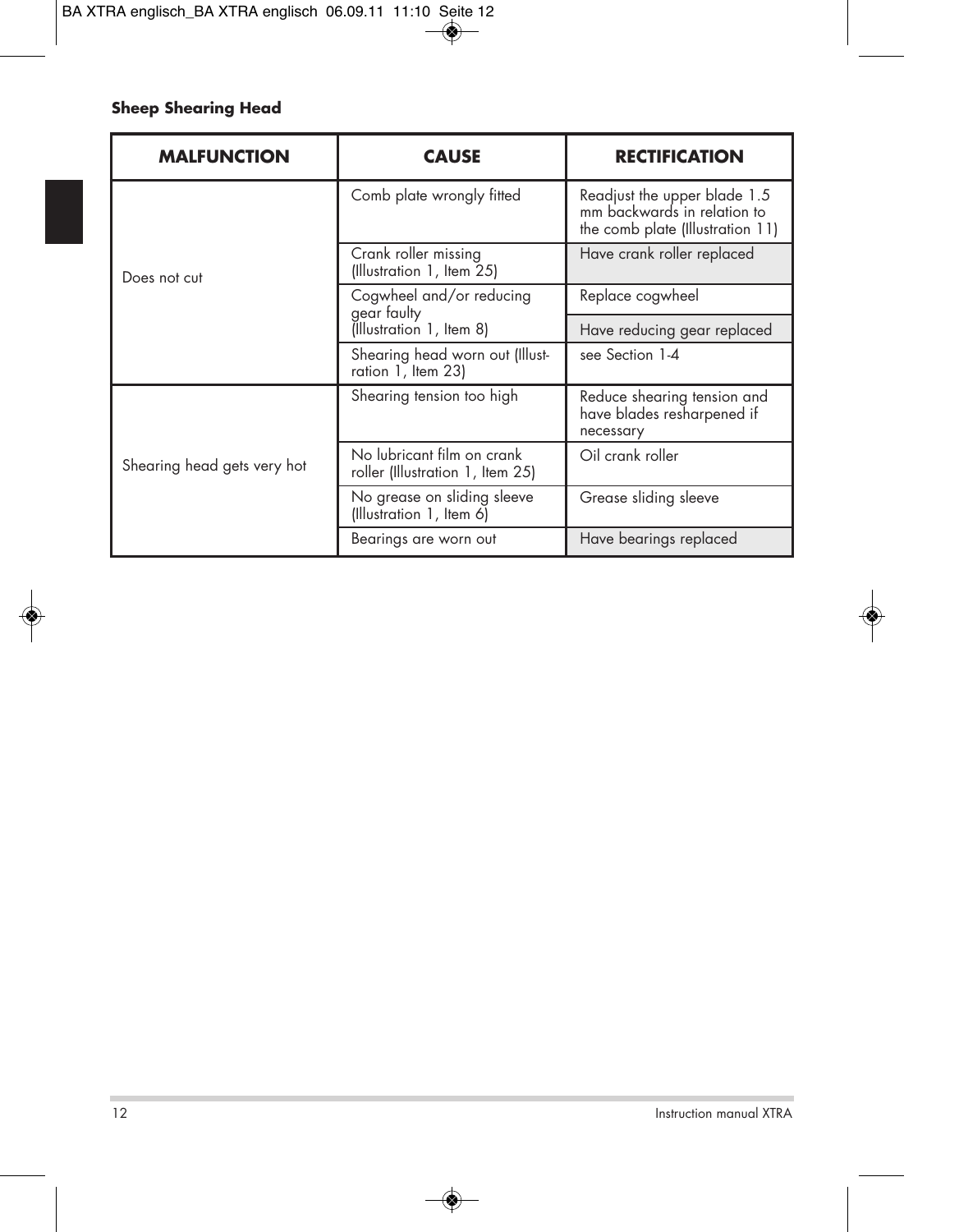**Sheep Shearing Head**

| MALFUNCTION | CAUSE | RECTIFICATION |
|---|---|---|
| Does not cut | Comb plate wrongly fitted | Readjust the upper blade 1.5 mm backwards in relation to the comb plate (Illustration 11) |
| | Crank roller missing (Illustration 1, Item 25) | Have crank roller replaced |
| | Cogwheel and/or reducing gear faulty (Illustration 1, Item 8) | Replace cogwheel |
| | | Have reducing gear replaced |
| | Shearing head worn out (Illustration 1, Item 23) | see Section 1-4 |
| Shearing head gets very hot | Shearing tension too high | Reduce shearing tension and have blades resharpened if necessary |
| | No lubricant film on crank roller (Illustration 1, Item 25) | Oil crank roller |
| | No grease on sliding sleeve (Illustration 1, Item 6) | Grease sliding sleeve |
| | Bearings are worn out | Have bearings replaced |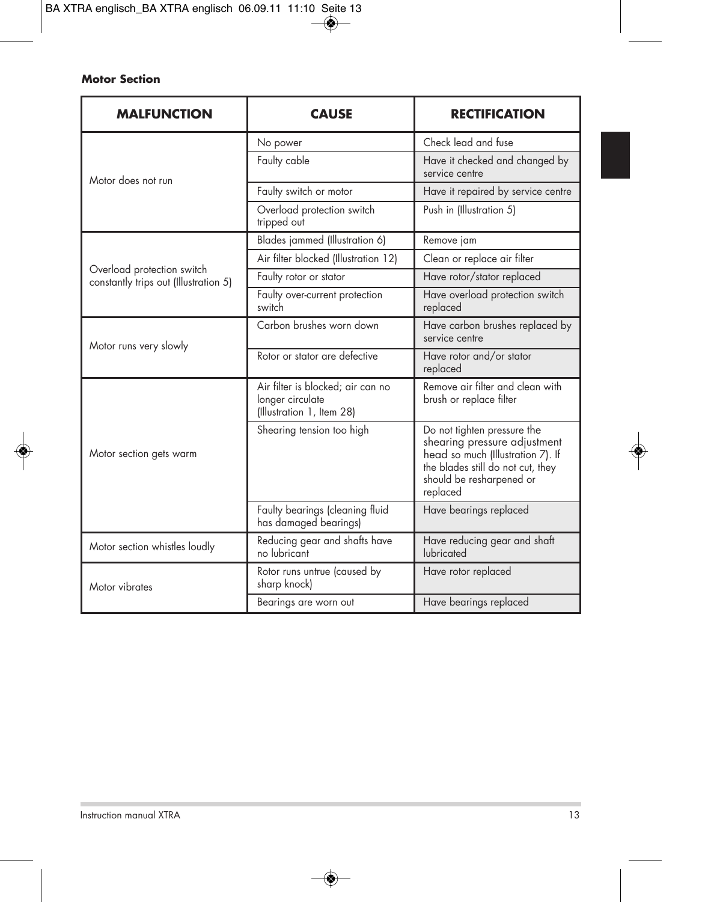**Motor Section**

| MALFUNCTION | CAUSE | RECTIFICATION |
|---|---|---|
| Motor does not run | No power | Check lead and fuse |
| | Faulty cable | Have it checked and changed by service centre |
| | Faulty switch or motor | Have it repaired by service centre |
| | Overload protection switch tripped out | Push in (Illustration 5) |
| Overload protection switch constantly trips out (Illustration 5) | Blades jammed (Illustration 6) | Remove jam |
| | Air filter blocked (Illustration 12) | Clean or replace air filter |
| | Faulty rotor or stator | Have rotor/stator replaced |
| | Faulty over-current protection switch | Have overload protection switch replaced |
| Motor runs very slowly | Carbon brushes worn down | Have carbon brushes replaced by service centre |
| | Rotor or stator are defective | Have rotor and/or stator replaced |
| Motor section gets warm | Air filter is blocked; air can no longer circulate (Illustration 1, Item 28) | Remove air filter and clean with brush or replace filter |
| | Shearing tension too high | Do not tighten pressure the shearing pressure adjustment head so much (Illustration 7). If the blades still do not cut, they should be resharpened or replaced |
| | Faulty bearings (cleaning fluid has damaged bearings) | Have bearings replaced |
| Motor section whistles loudly | Reducing gear and shafts have no lubricant | Have reducing gear and shaft lubricated |
| Motor vibrates | Rotor runs untrue (caused by sharp knock) | Have rotor replaced |
| | Bearings are worn out | Have bearings replaced |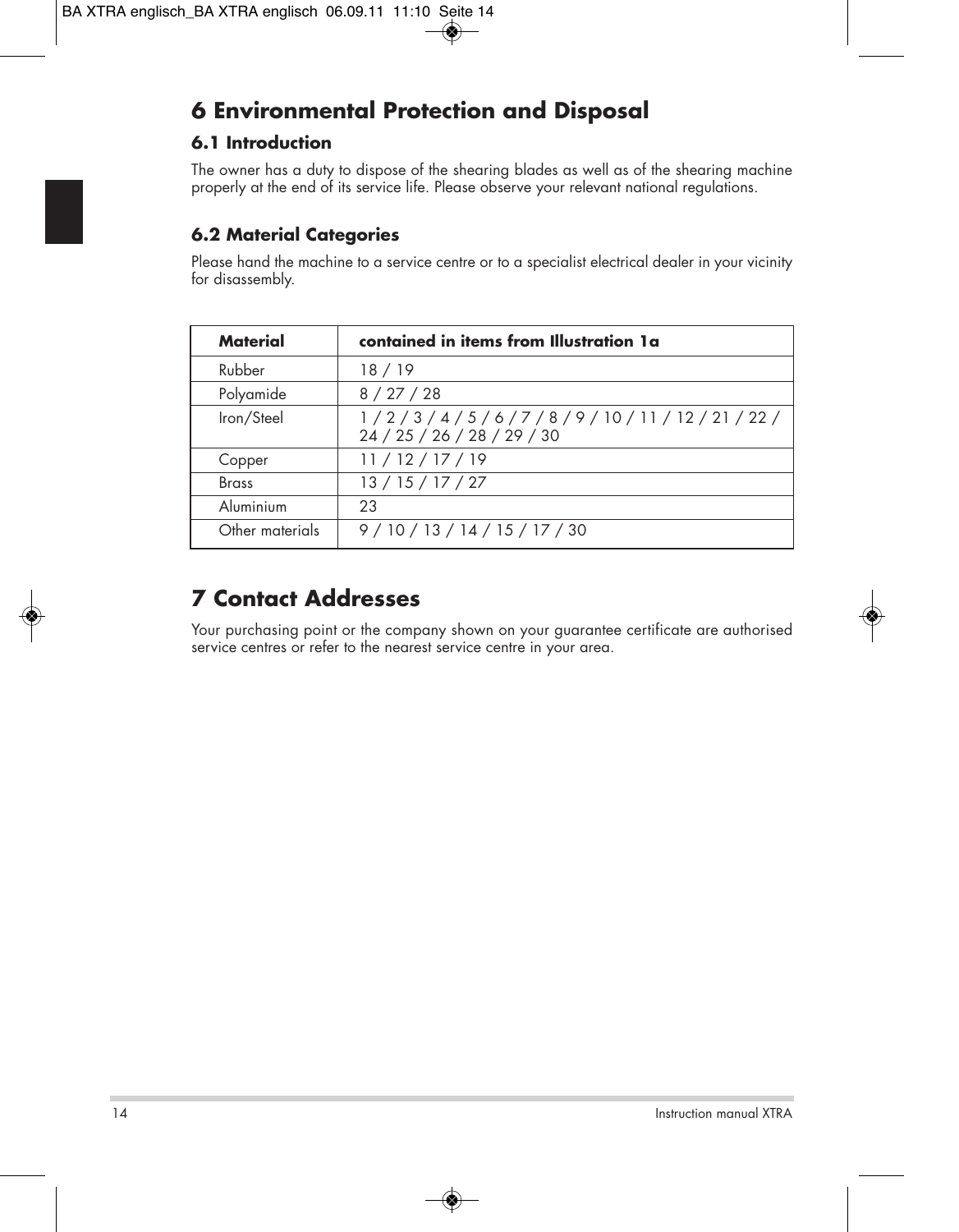# 6 Environmental Protection and Disposal

## 6.1 Introduction

The owner has a duty to dispose of the shearing blades as well as of the shearing machine properly at the end of its service life. Please observe your relevant national regulations.

## 6.2 Material Categories

Please hand the machine to a service centre or to a specialist electrical dealer in your vicinity for disassembly.

| Material | contained in items from Illustration 1a |
|---|---|
| Rubber | 18 / 19 |
| Polyamide | 8 / 27 / 28 |
| Iron/Steel | 1 / 2 / 3 / 4 / 5 / 6 / 7 / 8 / 9 / 10 / 11 / 12 / 21 / 22 / 24 / 25 / 26 / 28 / 29 / 30 |
| Copper | 11 / 12 / 17 / 19 |
| Brass | 13 / 15 / 17 / 27 |
| Aluminium | 23 |
| Other materials | 9 / 10 / 13 / 14 / 15 / 17 / 30 |

# 7 Contact Addresses

Your purchasing point or the company shown on your guarantee certificate are authorised service centres or refer to the nearest service centre in your area.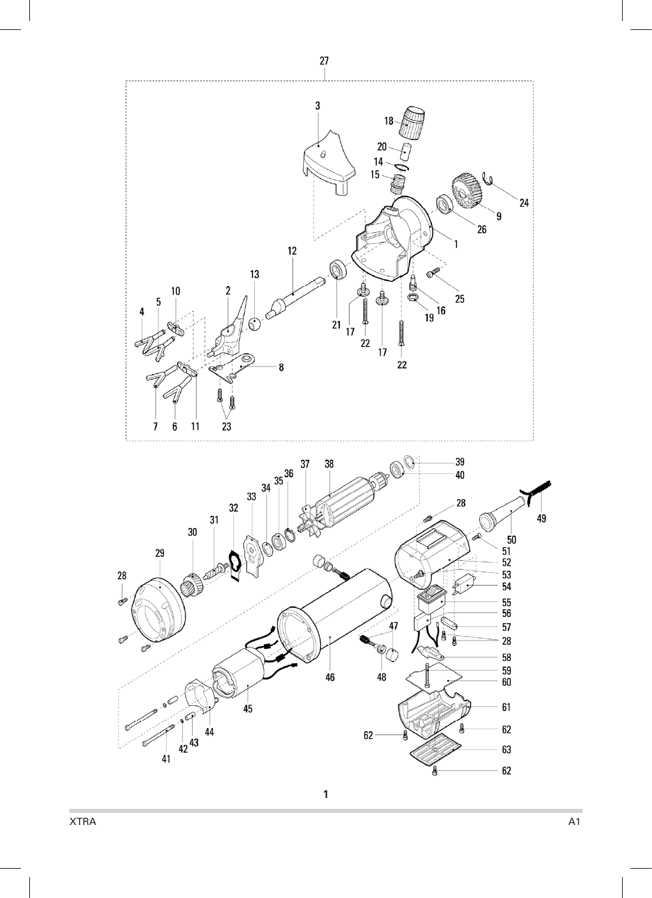1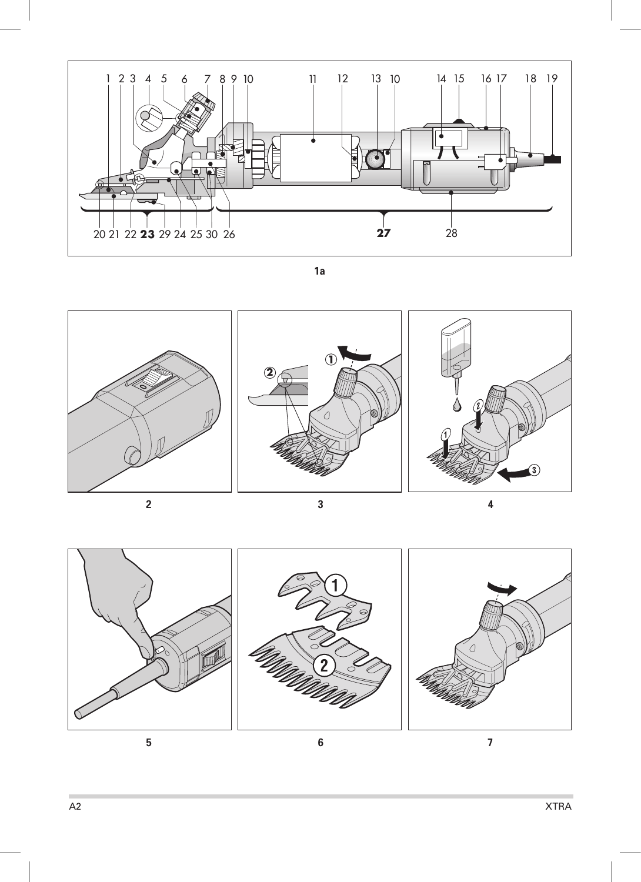1 2 3 4 5 6 7 8 9 10 11 12 13 10 14 15 16 17 18 19

20 21 22 **23** 29 24 25 30 26 **27** 28

1a

2

3

4

5

6

7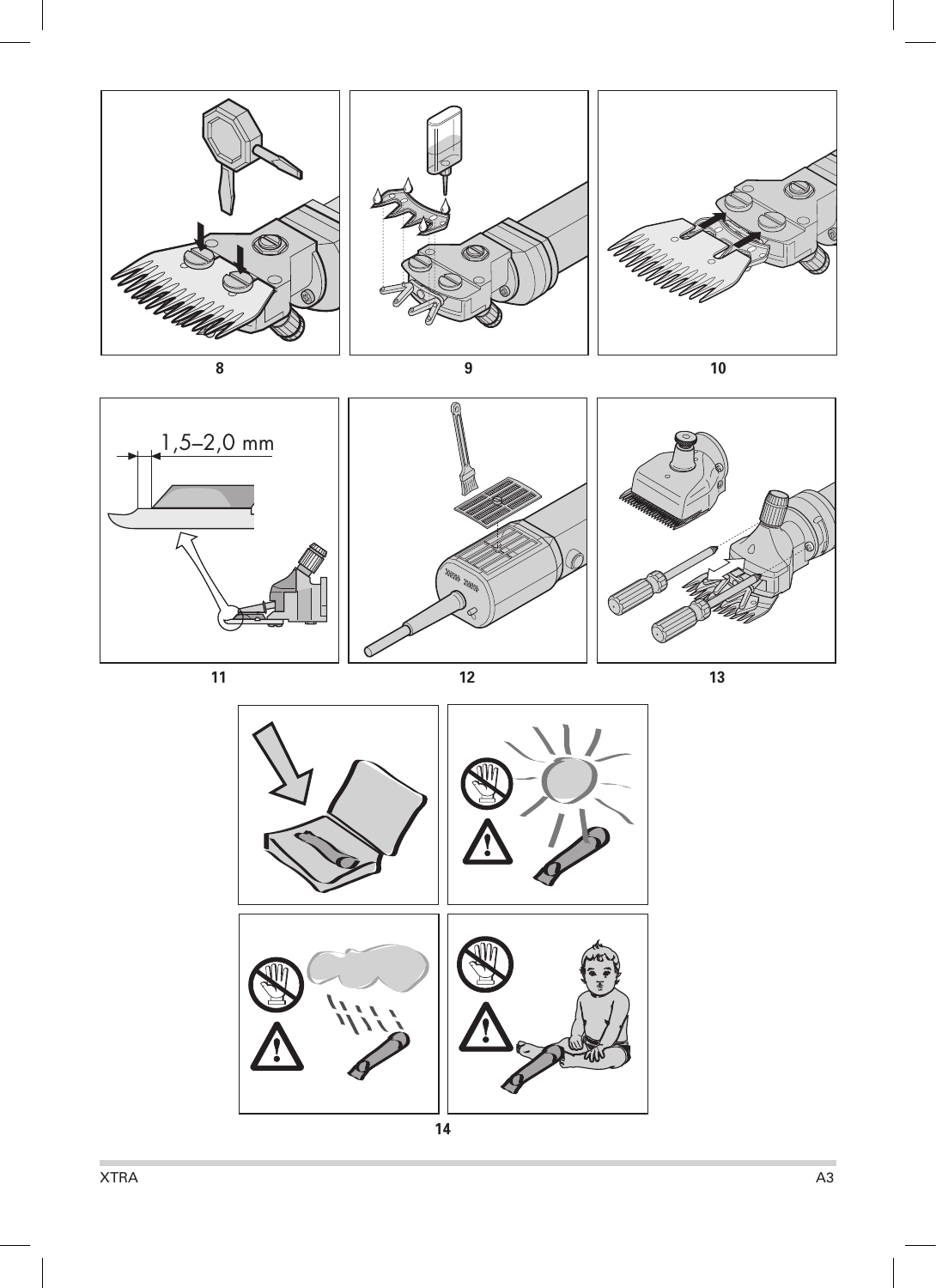8

9

10

1,5–2,0 mm

11

12

13

14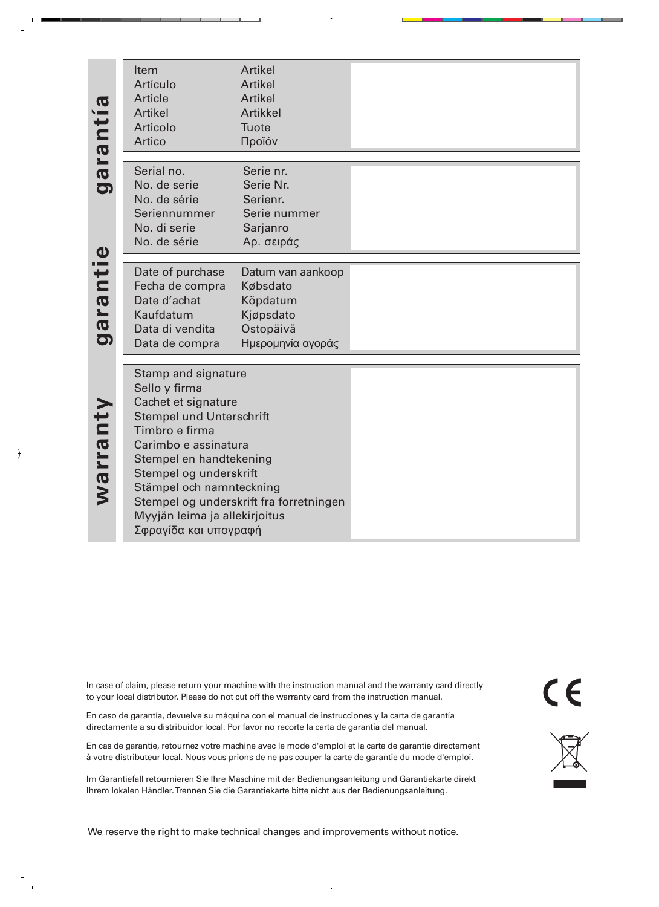**warranty garantie garantía**

| | | |
|---|---|---|
| Item<br>Artículo<br>Article<br>Artikel<br>Articolo<br>Artico | Artikel<br>Artikel<br>Artikel<br>Artikkel<br>Tuote<br>Προϊόν | |
| Serial no.<br>No. de serie<br>No. de série<br>Seriennummer<br>No. di serie<br>No. de série | Serie nr.<br>Serie Nr.<br>Serienr.<br>Serie nummer<br>Sarjanro<br>Αρ. σειράς | |
| Date of purchase<br>Fecha de compra<br>Date d'achat<br>Kaufdatum<br>Data di vendita<br>Data de compra | Datum van aankoop<br>Købsdato<br>Köpdatum<br>Kjøpsdato<br>Ostopäivä<br>Ημερομηνία αγοράς | |
| Stamp and signature<br>Sello y firma<br>Cachet et signature<br>Stempel und Unterschrift<br>Timbro e firma<br>Carimbo e assinatura<br>Stempel en handtekening<br>Stempel og underskrift<br>Stämpel och namnteckning<br>Stempel og underskrift fra forretningen<br>Myyjän leima ja allekirjoitus<br>Σφραγίδα και υπογραφή | | |

In case of claim, please return your machine with the instruction manual and the warranty card directly to your local distributor. Please do not cut off the warranty card from the instruction manual.

En caso de garantía, devuelve su máquina con el manual de instrucciones y la carta de garantía directamente a su distribuidor local. Por favor no recorte la carta de garantía del manual.

En cas de garantie, retournez votre machine avec le mode d'emploi et la carte de garantie directement à votre distributeur local. Nous vous prions de ne pas couper la carte de garantie du mode d'emploi.

Im Garantiefall retournieren Sie Ihre Maschine mit der Bedienungsanleitung und Garantiekarte direkt Ihrem lokalen Händler. Trennen Sie die Garantiekarte bitte nicht aus der Bedienungsanleitung.

CE

We reserve the right to make technical changes and improvements without notice.